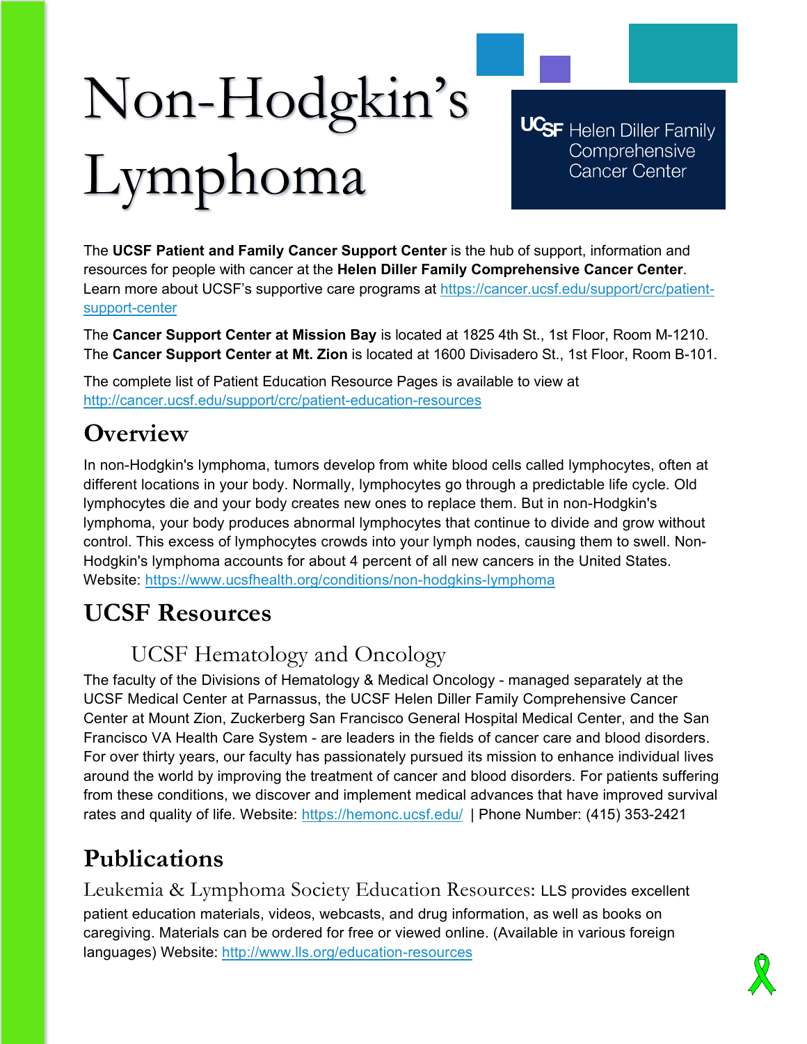# Non-Hodgkin's Lymphoma

UCSF Helen Diller Family Comprehensive Cancer Center

The **UCSF Patient and Family Cancer Support Center** is the hub of support, information and resources for people with cancer at the **Helen Diller Family Comprehensive Cancer Center**. Learn more about UCSF's supportive care programs at https://cancer.ucsf.edu/support/crc/patient-support-center

The **Cancer Support Center at Mission Bay** is located at 1825 4th St., 1st Floor, Room M-1210. The **Cancer Support Center at Mt. Zion** is located at 1600 Divisadero St., 1st Floor, Room B-101.

The complete list of Patient Education Resource Pages is available to view at http://cancer.ucsf.edu/support/crc/patient-education-resources

## Overview

In non-Hodgkin's lymphoma, tumors develop from white blood cells called lymphocytes, often at different locations in your body. Normally, lymphocytes go through a predictable life cycle. Old lymphocytes die and your body creates new ones to replace them. But in non-Hodgkin's lymphoma, your body produces abnormal lymphocytes that continue to divide and grow without control. This excess of lymphocytes crowds into your lymph nodes, causing them to swell. Non-Hodgkin's lymphoma accounts for about 4 percent of all new cancers in the United States. Website: https://www.ucsfhealth.org/conditions/non-hodgkins-lymphoma

## UCSF Resources

### UCSF Hematology and Oncology

The faculty of the Divisions of Hematology & Medical Oncology - managed separately at the UCSF Medical Center at Parnassus, the UCSF Helen Diller Family Comprehensive Cancer Center at Mount Zion, Zuckerberg San Francisco General Hospital Medical Center, and the San Francisco VA Health Care System - are leaders in the fields of cancer care and blood disorders. For over thirty years, our faculty has passionately pursued its mission to enhance individual lives around the world by improving the treatment of cancer and blood disorders. For patients suffering from these conditions, we discover and implement medical advances that have improved survival rates and quality of life. Website: https://hemonc.ucsf.edu/ | Phone Number: (415) 353-2421

## Publications

Leukemia & Lymphoma Society Education Resources: LLS provides excellent patient education materials, videos, webcasts, and drug information, as well as books on caregiving. Materials can be ordered for free or viewed online. (Available in various foreign languages) Website: http://www.lls.org/education-resources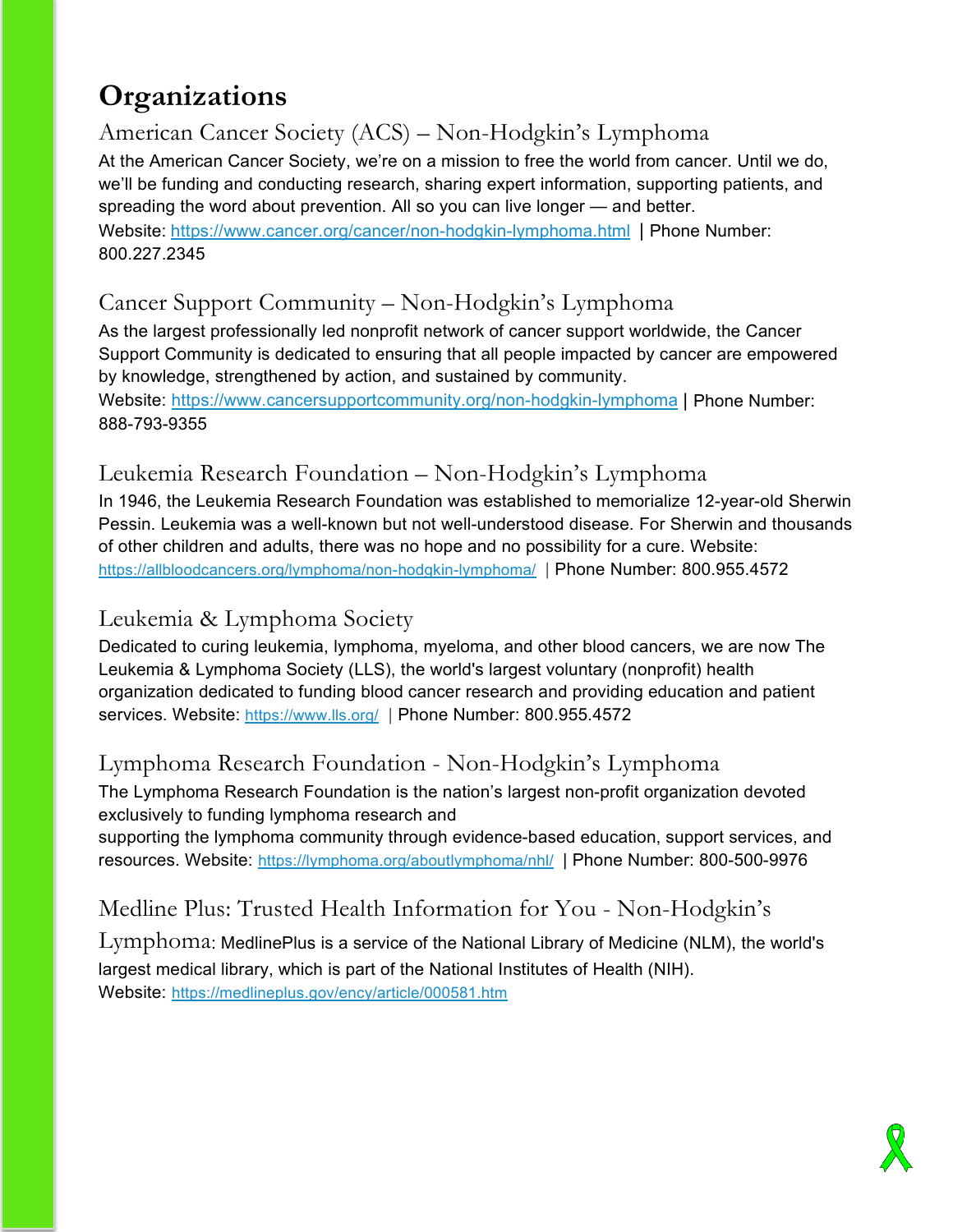# Organizations

## American Cancer Society (ACS) – Non-Hodgkin's Lymphoma

At the American Cancer Society, we're on a mission to free the world from cancer. Until we do, we'll be funding and conducting research, sharing expert information, supporting patients, and spreading the word about prevention. All so you can live longer — and better.

Website: https://www.cancer.org/cancer/non-hodgkin-lymphoma.html | Phone Number: 800.227.2345

## Cancer Support Community – Non-Hodgkin's Lymphoma

As the largest professionally led nonprofit network of cancer support worldwide, the Cancer Support Community is dedicated to ensuring that all people impacted by cancer are empowered by knowledge, strengthened by action, and sustained by community.

Website: https://www.cancersupportcommunity.org/non-hodgkin-lymphoma | Phone Number: 888-793-9355

## Leukemia Research Foundation – Non-Hodgkin's Lymphoma

In 1946, the Leukemia Research Foundation was established to memorialize 12-year-old Sherwin Pessin. Leukemia was a well-known but not well-understood disease. For Sherwin and thousands of other children and adults, there was no hope and no possibility for a cure. Website: https://allbloodcancers.org/lymphoma/non-hodgkin-lymphoma/ | Phone Number: 800.955.4572

## Leukemia & Lymphoma Society

Dedicated to curing leukemia, lymphoma, myeloma, and other blood cancers, we are now The Leukemia & Lymphoma Society (LLS), the world's largest voluntary (nonprofit) health organization dedicated to funding blood cancer research and providing education and patient services. Website: https://www.lls.org/ | Phone Number: 800.955.4572

## Lymphoma Research Foundation - Non-Hodgkin's Lymphoma

The Lymphoma Research Foundation is the nation's largest non-profit organization devoted exclusively to funding lymphoma research and supporting the lymphoma community through evidence-based education, support services, and resources. Website: https://lymphoma.org/aboutlymphoma/nhl/ | Phone Number: 800-500-9976

## Medline Plus: Trusted Health Information for You - Non-Hodgkin's Lymphoma

MedlinePlus is a service of the National Library of Medicine (NLM), the world's largest medical library, which is part of the National Institutes of Health (NIH).

Website: https://medlineplus.gov/ency/article/000581.htm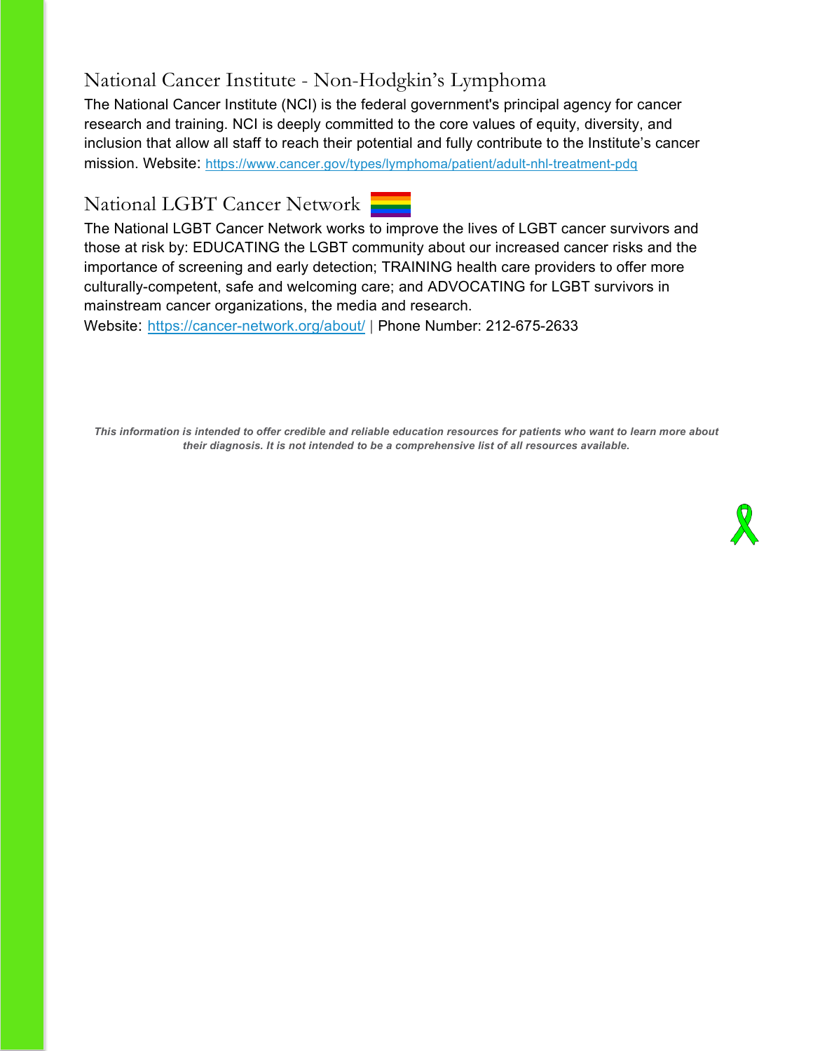## National Cancer Institute - Non-Hodgkin's Lymphoma

The National Cancer Institute (NCI) is the federal government's principal agency for cancer research and training. NCI is deeply committed to the core values of equity, diversity, and inclusion that allow all staff to reach their potential and fully contribute to the Institute's cancer mission. Website: https://www.cancer.gov/types/lymphoma/patient/adult-nhl-treatment-pdq

## National LGBT Cancer Network

The National LGBT Cancer Network works to improve the lives of LGBT cancer survivors and those at risk by: EDUCATING the LGBT community about our increased cancer risks and the importance of screening and early detection; TRAINING health care providers to offer more culturally-competent, safe and welcoming care; and ADVOCATING for LGBT survivors in mainstream cancer organizations, the media and research.
Website: https://cancer-network.org/about/ | Phone Number: 212-675-2633

***This information is intended to offer credible and reliable education resources for patients who want to learn more about their diagnosis. It is not intended to be a comprehensive list of all resources available.***